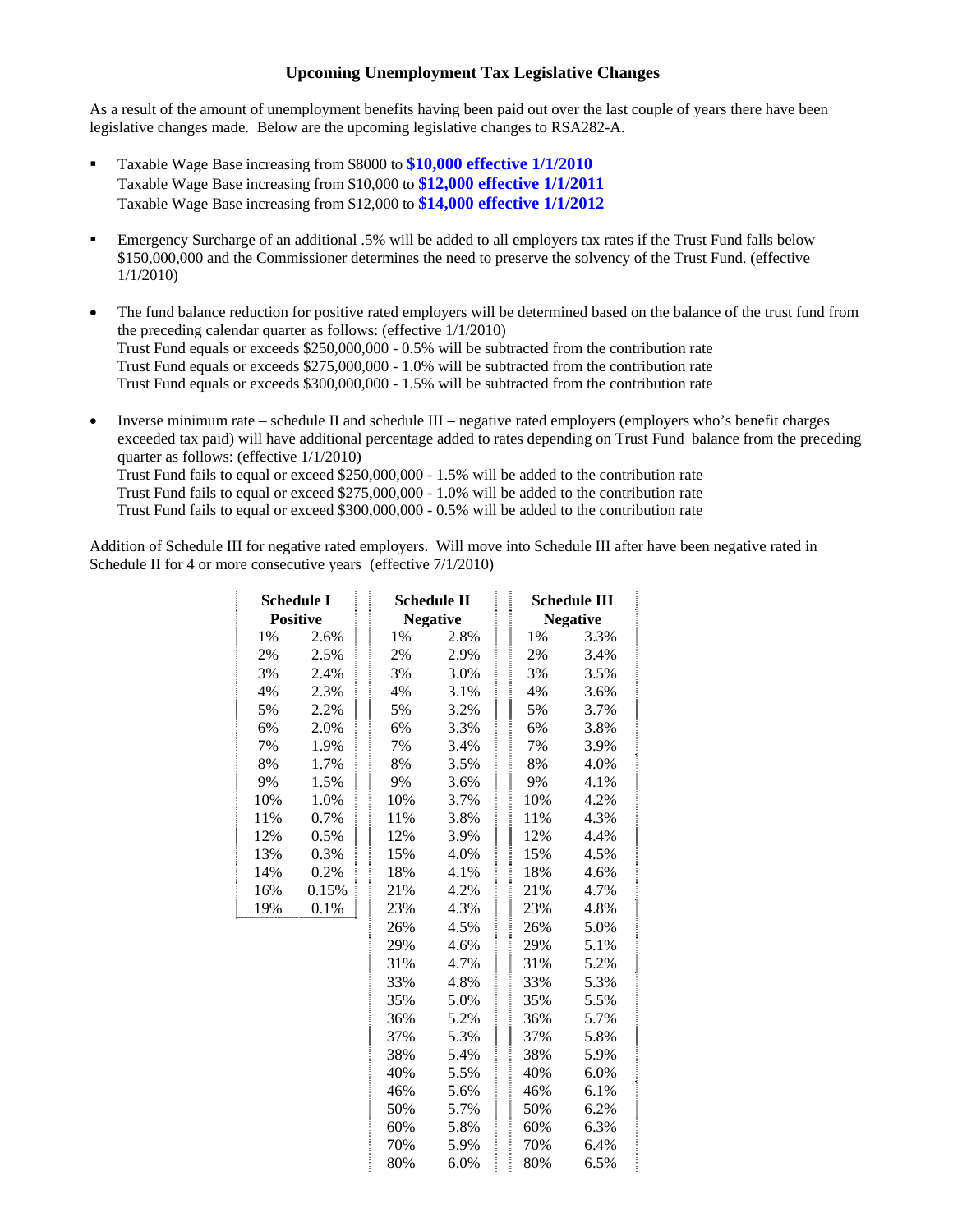## Upcoming Unemployment Tax Legislative Changes

As a result of the amount of unemployment benefits having been paid out over the last couple of years there have been legislative changes made. Below are the upcoming legislative changes to RSA282-A.

- Taxable Wage Base increasing from $8000 to **$10,000 effective 1/1/2010**
  Taxable Wage Base increasing from $10,000 to **$12,000 effective 1/1/2011**
  Taxable Wage Base increasing from $12,000 to **$14,000 effective 1/1/2012**

- Emergency Surcharge of an additional .5% will be added to all employers tax rates if the Trust Fund falls below $150,000,000 and the Commissioner determines the need to preserve the solvency of the Trust Fund. (effective 1/1/2010)

- The fund balance reduction for positive rated employers will be determined based on the balance of the trust fund from the preceding calendar quarter as follows: (effective 1/1/2010)
  Trust Fund equals or exceeds $250,000,000 - 0.5% will be subtracted from the contribution rate
  Trust Fund equals or exceeds $275,000,000 - 1.0% will be subtracted from the contribution rate
  Trust Fund equals or exceeds $300,000,000 - 1.5% will be subtracted from the contribution rate

- Inverse minimum rate – schedule II and schedule III – negative rated employers (employers who's benefit charges exceeded tax paid) will have additional percentage added to rates depending on Trust Fund balance from the preceding quarter as follows: (effective 1/1/2010)
  Trust Fund fails to equal or exceed $250,000,000 - 1.5% will be added to the contribution rate
  Trust Fund fails to equal or exceed $275,000,000 - 1.0% will be added to the contribution rate
  Trust Fund fails to equal or exceed $300,000,000 - 0.5% will be added to the contribution rate

Addition of Schedule III for negative rated employers. Will move into Schedule III after have been negative rated in Schedule II for 4 or more consecutive years (effective 7/1/2010)

| Schedule I Positive | | Schedule II Negative | | Schedule III Negative | |
|---|---|---|---|---|---|
| 1% | 2.6% | 1% | 2.8% | 1% | 3.3% |
| 2% | 2.5% | 2% | 2.9% | 2% | 3.4% |
| 3% | 2.4% | 3% | 3.0% | 3% | 3.5% |
| 4% | 2.3% | 4% | 3.1% | 4% | 3.6% |
| 5% | 2.2% | 5% | 3.2% | 5% | 3.7% |
| 6% | 2.0% | 6% | 3.3% | 6% | 3.8% |
| 7% | 1.9% | 7% | 3.4% | 7% | 3.9% |
| 8% | 1.7% | 8% | 3.5% | 8% | 4.0% |
| 9% | 1.5% | 9% | 3.6% | 9% | 4.1% |
| 10% | 1.0% | 10% | 3.7% | 10% | 4.2% |
| 11% | 0.7% | 11% | 3.8% | 11% | 4.3% |
| 12% | 0.5% | 12% | 3.9% | 12% | 4.4% |
| 13% | 0.3% | 15% | 4.0% | 15% | 4.5% |
| 14% | 0.2% | 18% | 4.1% | 18% | 4.6% |
| 16% | 0.15% | 21% | 4.2% | 21% | 4.7% |
| 19% | 0.1% | 23% | 4.3% | 23% | 4.8% |
| | | 26% | 4.5% | 26% | 5.0% |
| | | 29% | 4.6% | 29% | 5.1% |
| | | 31% | 4.7% | 31% | 5.2% |
| | | 33% | 4.8% | 33% | 5.3% |
| | | 35% | 5.0% | 35% | 5.5% |
| | | 36% | 5.2% | 36% | 5.7% |
| | | 37% | 5.3% | 37% | 5.8% |
| | | 38% | 5.4% | 38% | 5.9% |
| | | 40% | 5.5% | 40% | 6.0% |
| | | 46% | 5.6% | 46% | 6.1% |
| | | 50% | 5.7% | 50% | 6.2% |
| | | 60% | 5.8% | 60% | 6.3% |
| | | 70% | 5.9% | 70% | 6.4% |
| | | 80% | 6.0% | 80% | 6.5% |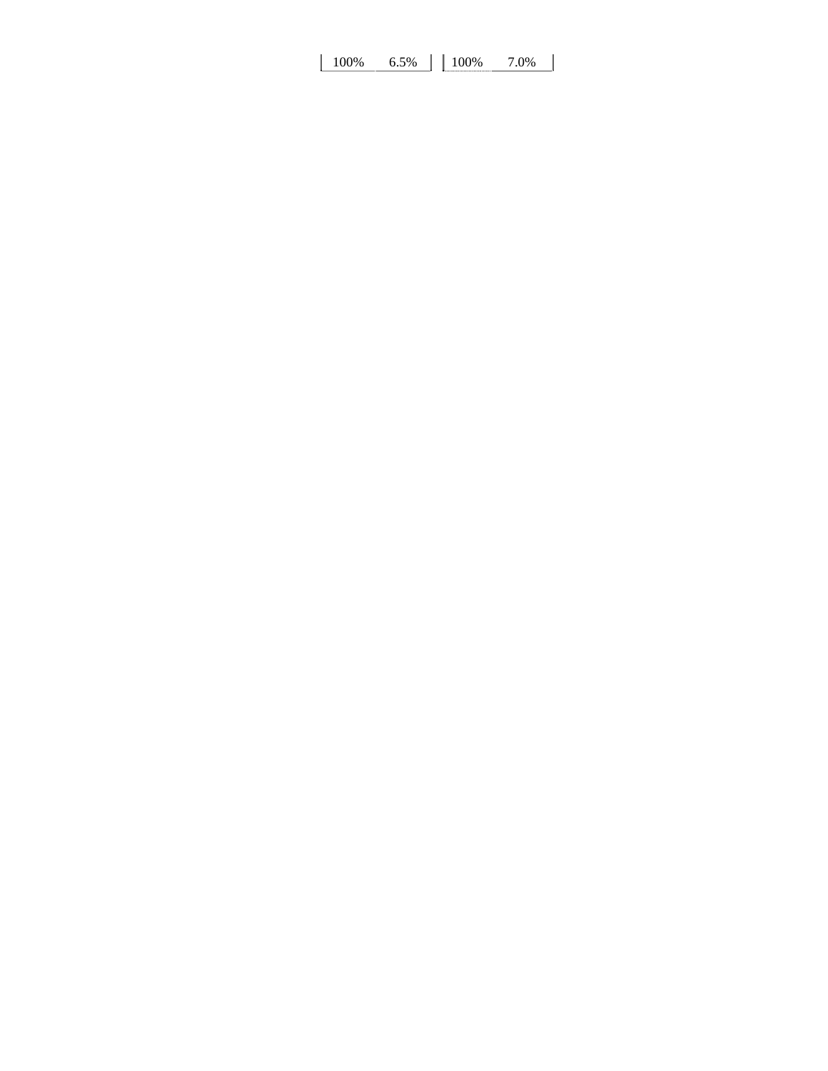| | | | |
|---|---|---|---|
| 100% | 6.5% | 100% | 7.0% |